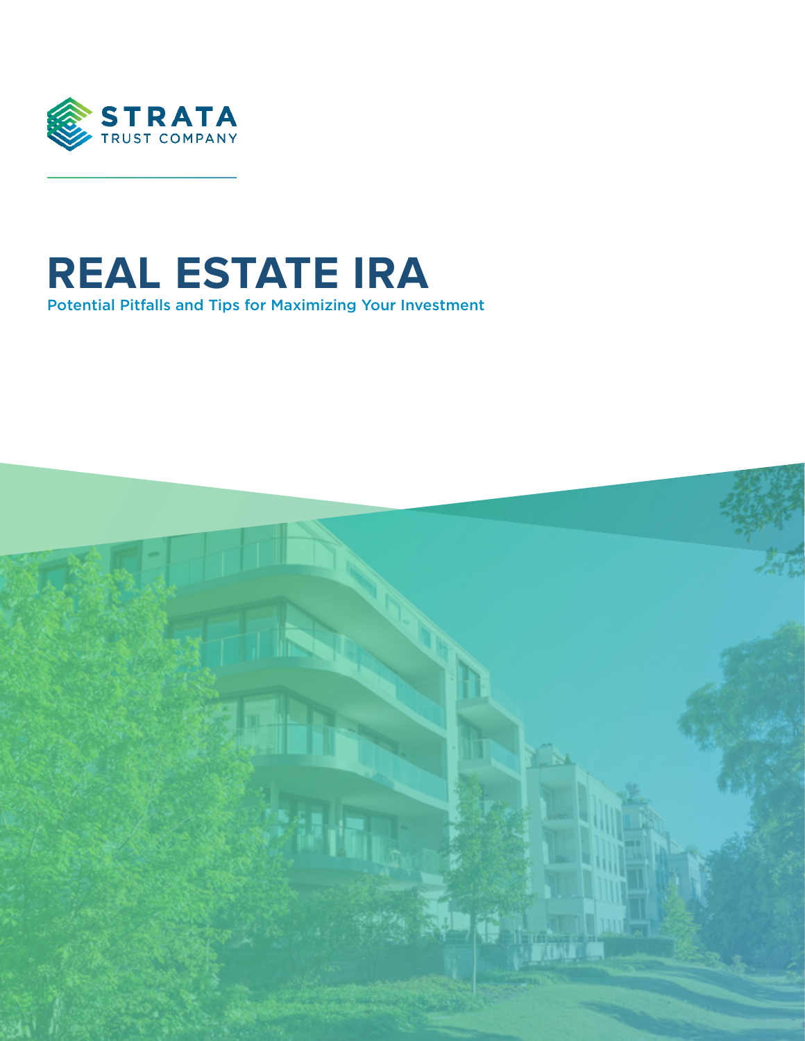STRATA
TRUST COMPANY

# REAL ESTATE IRA

Potential Pitfalls and Tips for Maximizing Your Investment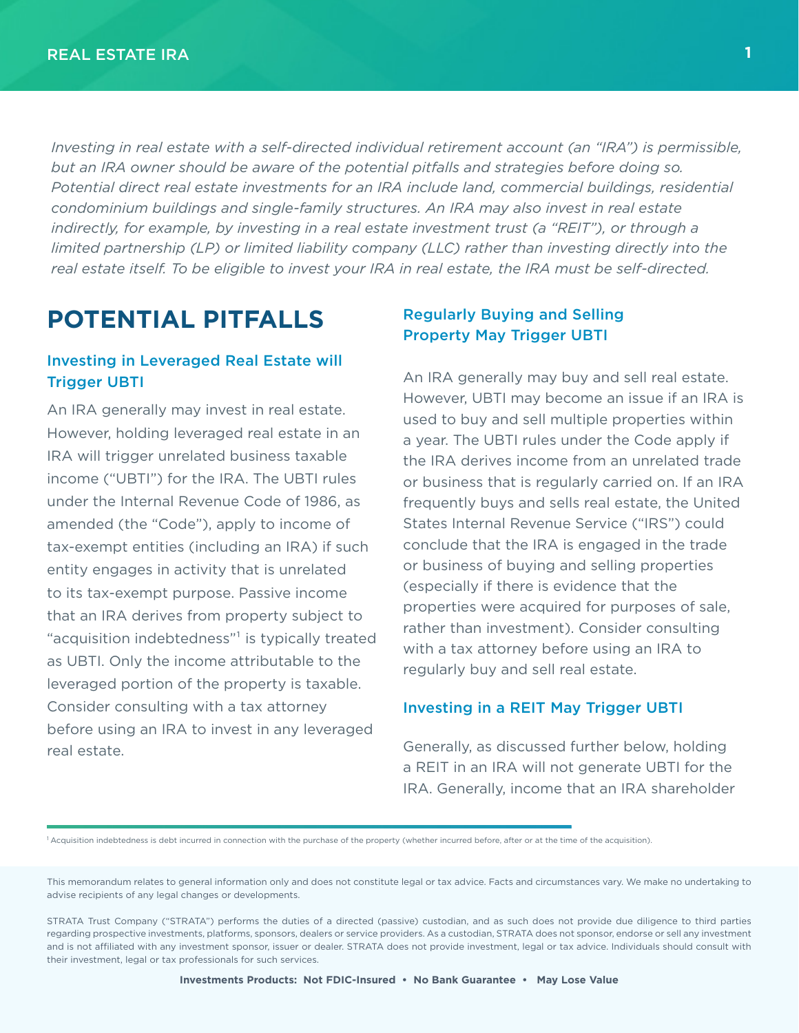*Investing in real estate with a self-directed individual retirement account (an "IRA") is permissible, but an IRA owner should be aware of the potential pitfalls and strategies before doing so. Potential direct real estate investments for an IRA include land, commercial buildings, residential condominium buildings and single-family structures. An IRA may also invest in real estate indirectly, for example, by investing in a real estate investment trust (a "REIT"), or through a limited partnership (LP) or limited liability company (LLC) rather than investing directly into the real estate itself. To be eligible to invest your IRA in real estate, the IRA must be self-directed.*

# POTENTIAL PITFALLS

### Investing in Leveraged Real Estate will Trigger UBTI

An IRA generally may invest in real estate. However, holding leveraged real estate in an IRA will trigger unrelated business taxable income ("UBTI") for the IRA. The UBTI rules under the Internal Revenue Code of 1986, as amended (the "Code"), apply to income of tax-exempt entities (including an IRA) if such entity engages in activity that is unrelated to its tax-exempt purpose. Passive income that an IRA derives from property subject to "acquisition indebtedness"[1] is typically treated as UBTI. Only the income attributable to the leveraged portion of the property is taxable. Consider consulting with a tax attorney before using an IRA to invest in any leveraged real estate.

### Regularly Buying and Selling Property May Trigger UBTI

An IRA generally may buy and sell real estate. However, UBTI may become an issue if an IRA is used to buy and sell multiple properties within a year. The UBTI rules under the Code apply if the IRA derives income from an unrelated trade or business that is regularly carried on. If an IRA frequently buys and sells real estate, the United States Internal Revenue Service ("IRS") could conclude that the IRA is engaged in the trade or business of buying and selling properties (especially if there is evidence that the properties were acquired for purposes of sale, rather than investment). Consider consulting with a tax attorney before using an IRA to regularly buy and sell real estate.

### Investing in a REIT May Trigger UBTI

Generally, as discussed further below, holding a REIT in an IRA will not generate UBTI for the IRA. Generally, income that an IRA shareholder

[1] Acquisition indebtedness is debt incurred in connection with the purchase of the property (whether incurred before, after or at the time of the acquisition).

This memorandum relates to general information only and does not constitute legal or tax advice. Facts and circumstances vary. We make no undertaking to advise recipients of any legal changes or developments.

STRATA Trust Company ("STRATA") performs the duties of a directed (passive) custodian, and as such does not provide due diligence to third parties regarding prospective investments, platforms, sponsors, dealers or service providers. As a custodian, STRATA does not sponsor, endorse or sell any investment and is not affiliated with any investment sponsor, issuer or dealer. STRATA does not provide investment, legal or tax advice. Individuals should consult with their investment, legal or tax professionals for such services.

**Investments Products: Not FDIC-Insured • No Bank Guarantee • May Lose Value**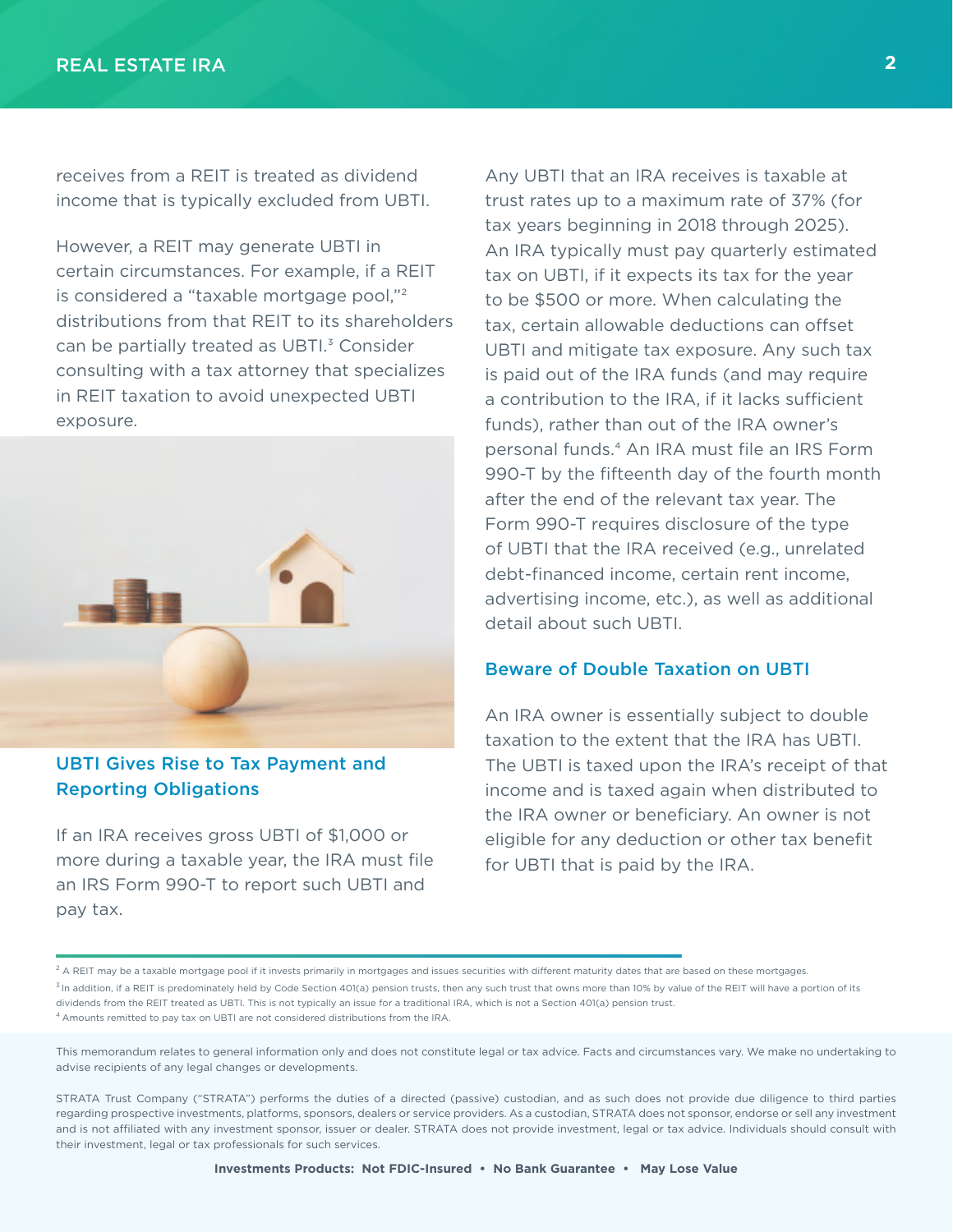receives from a REIT is treated as dividend income that is typically excluded from UBTI.

However, a REIT may generate UBTI in certain circumstances. For example, if a REIT is considered a "taxable mortgage pool,"[2] distributions from that REIT to its shareholders can be partially treated as UBTI.[3] Consider consulting with a tax attorney that specializes in REIT taxation to avoid unexpected UBTI exposure.

## UBTI Gives Rise to Tax Payment and Reporting Obligations

If an IRA receives gross UBTI of $1,000 or more during a taxable year, the IRA must file an IRS Form 990-T to report such UBTI and pay tax.

Any UBTI that an IRA receives is taxable at trust rates up to a maximum rate of 37% (for tax years beginning in 2018 through 2025). An IRA typically must pay quarterly estimated tax on UBTI, if it expects its tax for the year to be $500 or more. When calculating the tax, certain allowable deductions can offset UBTI and mitigate tax exposure. Any such tax is paid out of the IRA funds (and may require a contribution to the IRA, if it lacks sufficient funds), rather than out of the IRA owner's personal funds.[4] An IRA must file an IRS Form 990-T by the fifteenth day of the fourth month after the end of the relevant tax year. The Form 990-T requires disclosure of the type of UBTI that the IRA received (e.g., unrelated debt-financed income, certain rent income, advertising income, etc.), as well as additional detail about such UBTI.

## Beware of Double Taxation on UBTI

An IRA owner is essentially subject to double taxation to the extent that the IRA has UBTI. The UBTI is taxed upon the IRA's receipt of that income and is taxed again when distributed to the IRA owner or beneficiary. An owner is not eligible for any deduction or other tax benefit for UBTI that is paid by the IRA.

---

[2] A REIT may be a taxable mortgage pool if it invests primarily in mortgages and issues securities with different maturity dates that are based on these mortgages.

[3] In addition, if a REIT is predominately held by Code Section 401(a) pension trusts, then any such trust that owns more than 10% by value of the REIT will have a portion of its dividends from the REIT treated as UBTI. This is not typically an issue for a traditional IRA, which is not a Section 401(a) pension trust.

[4] Amounts remitted to pay tax on UBTI are not considered distributions from the IRA.

This memorandum relates to general information only and does not constitute legal or tax advice. Facts and circumstances vary. We make no undertaking to advise recipients of any legal changes or developments.

STRATA Trust Company ("STRATA") performs the duties of a directed (passive) custodian, and as such does not provide due diligence to third parties regarding prospective investments, platforms, sponsors, dealers or service providers. As a custodian, STRATA does not sponsor, endorse or sell any investment and is not affiliated with any investment sponsor, issuer or dealer. STRATA does not provide investment, legal or tax advice. Individuals should consult with their investment, legal or tax professionals for such services.

**Investments Products: Not FDIC-Insured • No Bank Guarantee • May Lose Value**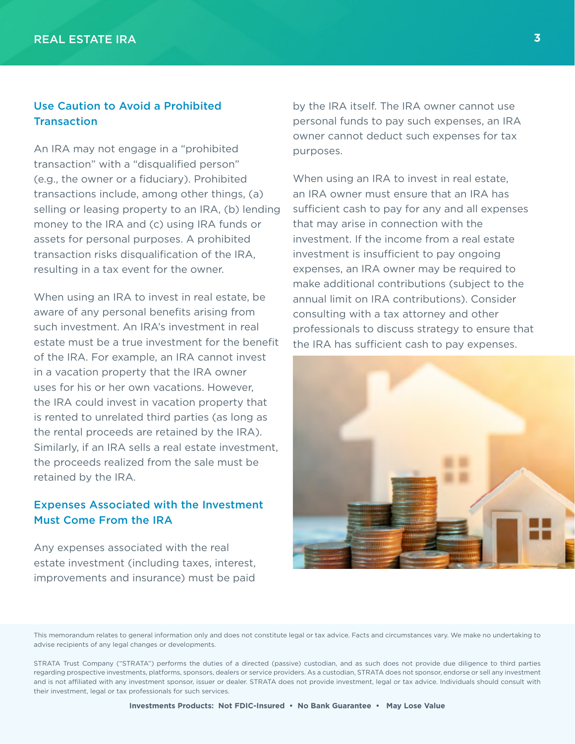## Use Caution to Avoid a Prohibited Transaction

An IRA may not engage in a "prohibited transaction" with a "disqualified person" (e.g., the owner or a fiduciary). Prohibited transactions include, among other things, (a) selling or leasing property to an IRA, (b) lending money to the IRA and (c) using IRA funds or assets for personal purposes. A prohibited transaction risks disqualification of the IRA, resulting in a tax event for the owner.

When using an IRA to invest in real estate, be aware of any personal benefits arising from such investment. An IRA's investment in real estate must be a true investment for the benefit of the IRA. For example, an IRA cannot invest in a vacation property that the IRA owner uses for his or her own vacations. However, the IRA could invest in vacation property that is rented to unrelated third parties (as long as the rental proceeds are retained by the IRA). Similarly, if an IRA sells a real estate investment, the proceeds realized from the sale must be retained by the IRA.

## Expenses Associated with the Investment Must Come From the IRA

Any expenses associated with the real estate investment (including taxes, interest, improvements and insurance) must be paid by the IRA itself. The IRA owner cannot use personal funds to pay such expenses, an IRA owner cannot deduct such expenses for tax purposes.

When using an IRA to invest in real estate, an IRA owner must ensure that an IRA has sufficient cash to pay for any and all expenses that may arise in connection with the investment. If the income from a real estate investment is insufficient to pay ongoing expenses, an IRA owner may be required to make additional contributions (subject to the annual limit on IRA contributions). Consider consulting with a tax attorney and other professionals to discuss strategy to ensure that the IRA has sufficient cash to pay expenses.

This memorandum relates to general information only and does not constitute legal or tax advice. Facts and circumstances vary. We make no undertaking to advise recipients of any legal changes or developments.

STRATA Trust Company ("STRATA") performs the duties of a directed (passive) custodian, and as such does not provide due diligence to third parties regarding prospective investments, platforms, sponsors, dealers or service providers. As a custodian, STRATA does not sponsor, endorse or sell any investment and is not affiliated with any investment sponsor, issuer or dealer. STRATA does not provide investment, legal or tax advice. Individuals should consult with their investment, legal or tax professionals for such services.

**Investments Products: Not FDIC-Insured • No Bank Guarantee • May Lose Value**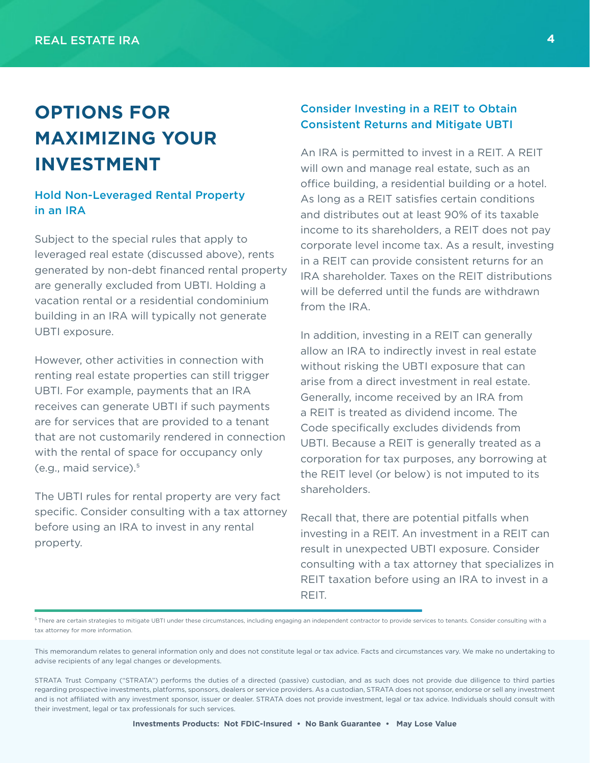# OPTIONS FOR MAXIMIZING YOUR INVESTMENT

### Hold Non-Leveraged Rental Property in an IRA

Subject to the special rules that apply to leveraged real estate (discussed above), rents generated by non-debt financed rental property are generally excluded from UBTI. Holding a vacation rental or a residential condominium building in an IRA will typically not generate UBTI exposure.

However, other activities in connection with renting real estate properties can still trigger UBTI. For example, payments that an IRA receives can generate UBTI if such payments are for services that are provided to a tenant that are not customarily rendered in connection with the rental of space for occupancy only (e.g., maid service).[5]

The UBTI rules for rental property are very fact specific. Consider consulting with a tax attorney before using an IRA to invest in any rental property.

### Consider Investing in a REIT to Obtain Consistent Returns and Mitigate UBTI

An IRA is permitted to invest in a REIT. A REIT will own and manage real estate, such as an office building, a residential building or a hotel. As long as a REIT satisfies certain conditions and distributes out at least 90% of its taxable income to its shareholders, a REIT does not pay corporate level income tax. As a result, investing in a REIT can provide consistent returns for an IRA shareholder. Taxes on the REIT distributions will be deferred until the funds are withdrawn from the IRA.

In addition, investing in a REIT can generally allow an IRA to indirectly invest in real estate without risking the UBTI exposure that can arise from a direct investment in real estate. Generally, income received by an IRA from a REIT is treated as dividend income. The Code specifically excludes dividends from UBTI. Because a REIT is generally treated as a corporation for tax purposes, any borrowing at the REIT level (or below) is not imputed to its shareholders.

Recall that, there are potential pitfalls when investing in a REIT. An investment in a REIT can result in unexpected UBTI exposure. Consider consulting with a tax attorney that specializes in REIT taxation before using an IRA to invest in a REIT.

---

[5] There are certain strategies to mitigate UBTI under these circumstances, including engaging an independent contractor to provide services to tenants. Consider consulting with a tax attorney for more information.

This memorandum relates to general information only and does not constitute legal or tax advice. Facts and circumstances vary. We make no undertaking to advise recipients of any legal changes or developments.

STRATA Trust Company ("STRATA") performs the duties of a directed (passive) custodian, and as such does not provide due diligence to third parties regarding prospective investments, platforms, sponsors, dealers or service providers. As a custodian, STRATA does not sponsor, endorse or sell any investment and is not affiliated with any investment sponsor, issuer or dealer. STRATA does not provide investment, legal or tax advice. Individuals should consult with their investment, legal or tax professionals for such services.

**Investments Products: Not FDIC-Insured • No Bank Guarantee • May Lose Value**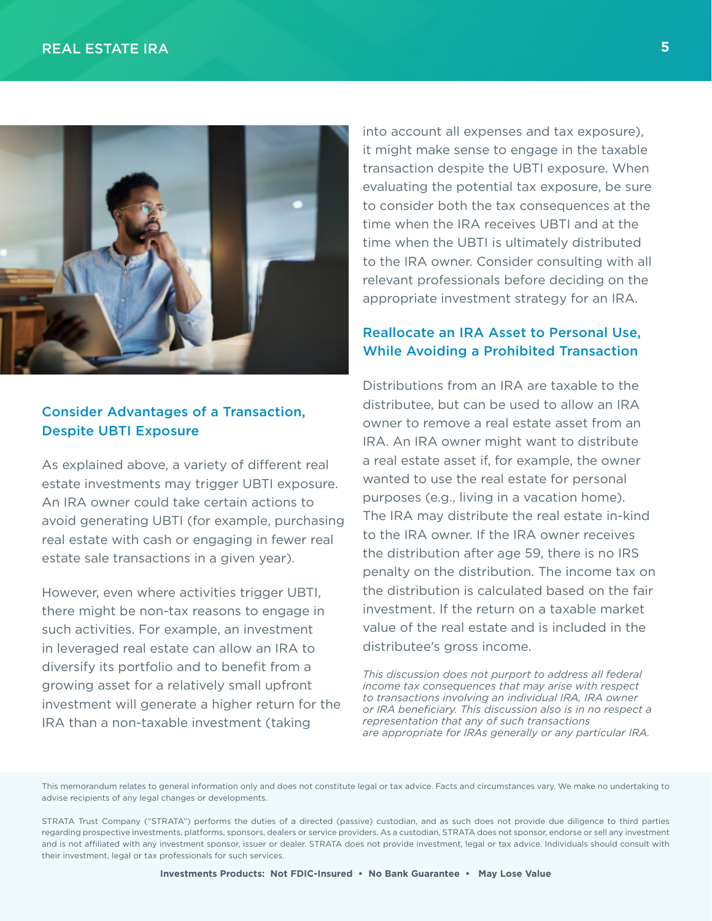## Consider Advantages of a Transaction, Despite UBTI Exposure

As explained above, a variety of different real estate investments may trigger UBTI exposure. An IRA owner could take certain actions to avoid generating UBTI (for example, purchasing real estate with cash or engaging in fewer real estate sale transactions in a given year).

However, even where activities trigger UBTI, there might be non-tax reasons to engage in such activities. For example, an investment in leveraged real estate can allow an IRA to diversify its portfolio and to benefit from a growing asset for a relatively small upfront investment will generate a higher return for the IRA than a non-taxable investment (taking into account all expenses and tax exposure), it might make sense to engage in the taxable transaction despite the UBTI exposure. When evaluating the potential tax exposure, be sure to consider both the tax consequences at the time when the IRA receives UBTI and at the time when the UBTI is ultimately distributed to the IRA owner. Consider consulting with all relevant professionals before deciding on the appropriate investment strategy for an IRA.

## Reallocate an IRA Asset to Personal Use, While Avoiding a Prohibited Transaction

Distributions from an IRA are taxable to the distributee, but can be used to allow an IRA owner to remove a real estate asset from an IRA. An IRA owner might want to distribute a real estate asset if, for example, the owner wanted to use the real estate for personal purposes (e.g., living in a vacation home). The IRA may distribute the real estate in-kind to the IRA owner. If the IRA owner receives the distribution after age 59, there is no IRS penalty on the distribution. The income tax on the distribution is calculated based on the fair investment. If the return on a taxable market value of the real estate and is included in the distributee's gross income.

*This discussion does not purport to address all federal income tax consequences that may arise with respect to transactions involving an individual IRA, IRA owner or IRA beneficiary. This discussion also is in no respect a representation that any of such transactions are appropriate for IRAs generally or any particular IRA.*

This memorandum relates to general information only and does not constitute legal or tax advice. Facts and circumstances vary. We make no undertaking to advise recipients of any legal changes or developments.

STRATA Trust Company ("STRATA") performs the duties of a directed (passive) custodian, and as such does not provide due diligence to third parties regarding prospective investments, platforms, sponsors, dealers or service providers. As a custodian, STRATA does not sponsor, endorse or sell any investment and is not affiliated with any investment sponsor, issuer or dealer. STRATA does not provide investment, legal or tax advice. Individuals should consult with their investment, legal or tax professionals for such services.

**Investments Products: Not FDIC-Insured • No Bank Guarantee • May Lose Value**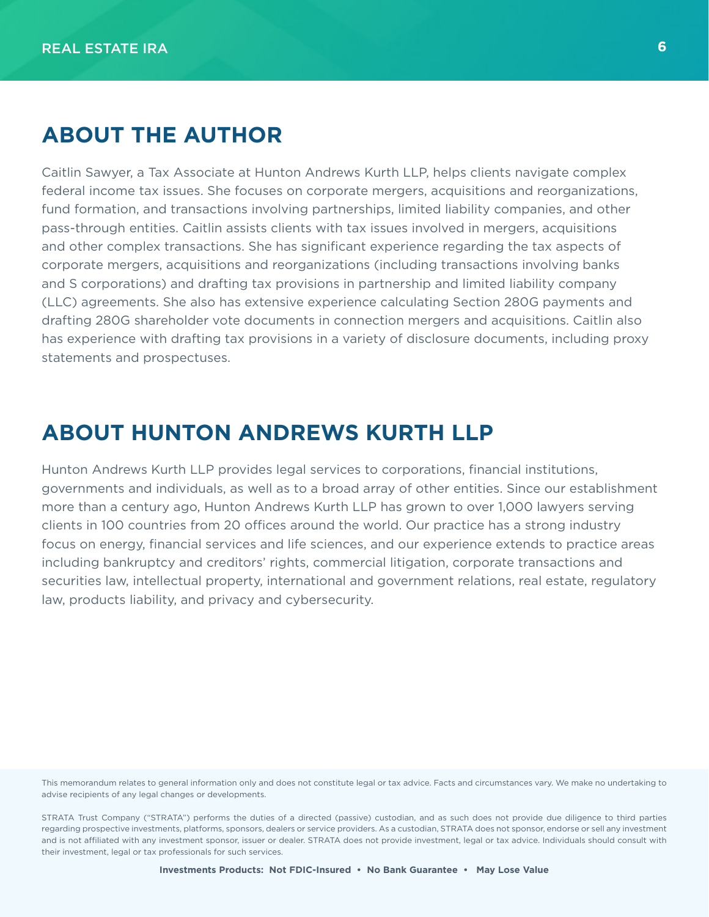## ABOUT THE AUTHOR

Caitlin Sawyer, a Tax Associate at Hunton Andrews Kurth LLP, helps clients navigate complex federal income tax issues. She focuses on corporate mergers, acquisitions and reorganizations, fund formation, and transactions involving partnerships, limited liability companies, and other pass-through entities. Caitlin assists clients with tax issues involved in mergers, acquisitions and other complex transactions. She has significant experience regarding the tax aspects of corporate mergers, acquisitions and reorganizations (including transactions involving banks and S corporations) and drafting tax provisions in partnership and limited liability company (LLC) agreements. She also has extensive experience calculating Section 280G payments and drafting 280G shareholder vote documents in connection mergers and acquisitions. Caitlin also has experience with drafting tax provisions in a variety of disclosure documents, including proxy statements and prospectuses.

## ABOUT HUNTON ANDREWS KURTH LLP

Hunton Andrews Kurth LLP provides legal services to corporations, financial institutions, governments and individuals, as well as to a broad array of other entities. Since our establishment more than a century ago, Hunton Andrews Kurth LLP has grown to over 1,000 lawyers serving clients in 100 countries from 20 offices around the world. Our practice has a strong industry focus on energy, financial services and life sciences, and our experience extends to practice areas including bankruptcy and creditors' rights, commercial litigation, corporate transactions and securities law, intellectual property, international and government relations, real estate, regulatory law, products liability, and privacy and cybersecurity.

This memorandum relates to general information only and does not constitute legal or tax advice. Facts and circumstances vary. We make no undertaking to advise recipients of any legal changes or developments.

STRATA Trust Company ("STRATA") performs the duties of a directed (passive) custodian, and as such does not provide due diligence to third parties regarding prospective investments, platforms, sponsors, dealers or service providers. As a custodian, STRATA does not sponsor, endorse or sell any investment and is not affiliated with any investment sponsor, issuer or dealer. STRATA does not provide investment, legal or tax advice. Individuals should consult with their investment, legal or tax professionals for such services.

**Investments Products: Not FDIC-Insured • No Bank Guarantee • May Lose Value**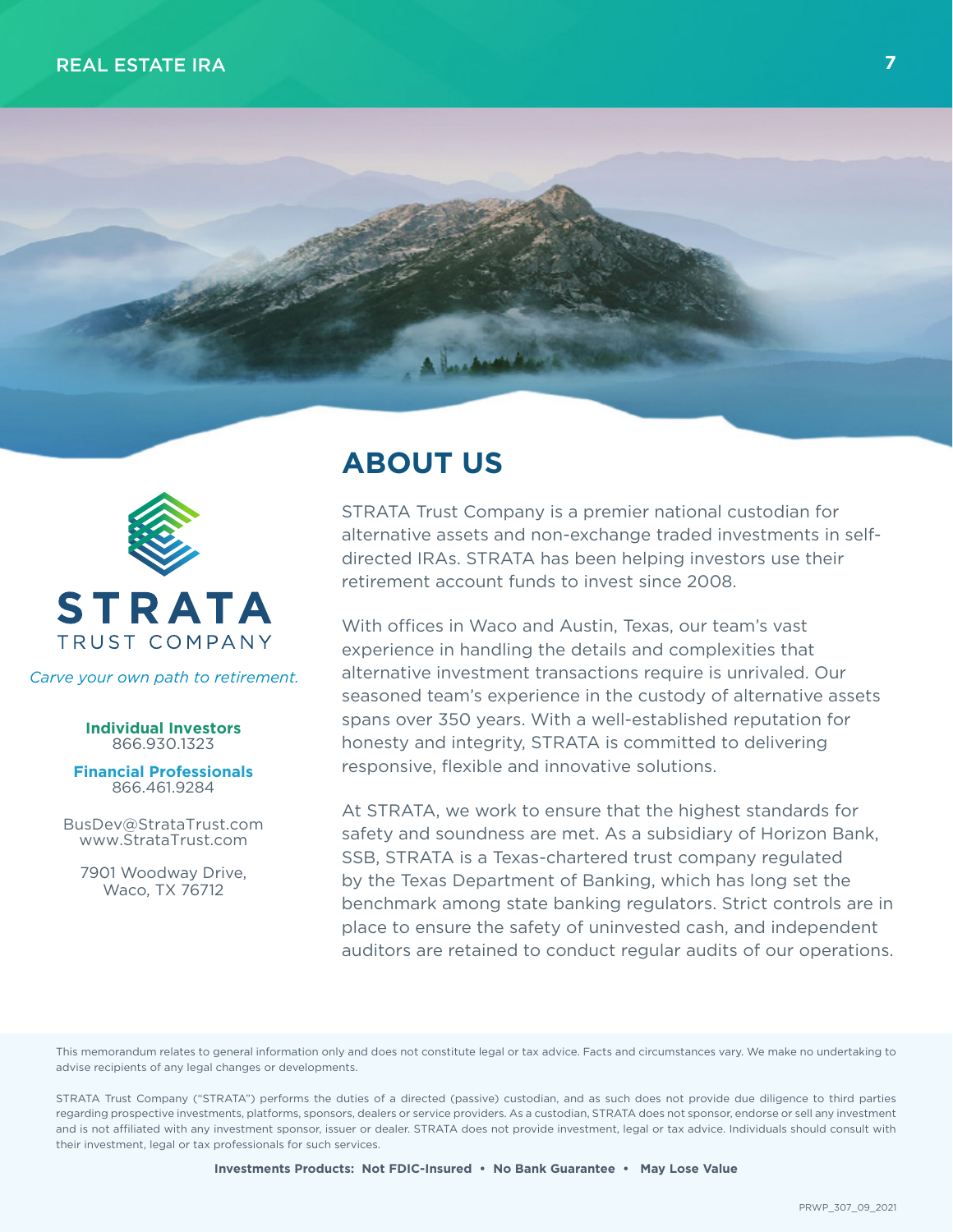## ABOUT US

STRATA Trust Company is a premier national custodian for alternative assets and non-exchange traded investments in self-directed IRAs. STRATA has been helping investors use their retirement account funds to invest since 2008.

With offices in Waco and Austin, Texas, our team's vast experience in handling the details and complexities that alternative investment transactions require is unrivaled. Our seasoned team's experience in the custody of alternative assets spans over 350 years. With a well-established reputation for honesty and integrity, STRATA is committed to delivering responsive, flexible and innovative solutions.

At STRATA, we work to ensure that the highest standards for safety and soundness are met. As a subsidiary of Horizon Bank, SSB, STRATA is a Texas-chartered trust company regulated by the Texas Department of Banking, which has long set the benchmark among state banking regulators. Strict controls are in place to ensure the safety of uninvested cash, and independent auditors are retained to conduct regular audits of our operations.

**STRATA**
TRUST COMPANY

*Carve your own path to retirement.*

**Individual Investors**
866.930.1323

**Financial Professionals**
866.461.9284

BusDev@StrataTrust.com
www.StrataTrust.com

7901 Woodway Drive,
Waco, TX 76712

This memorandum relates to general information only and does not constitute legal or tax advice. Facts and circumstances vary. We make no undertaking to advise recipients of any legal changes or developments.

STRATA Trust Company ("STRATA") performs the duties of a directed (passive) custodian, and as such does not provide due diligence to third parties regarding prospective investments, platforms, sponsors, dealers or service providers. As a custodian, STRATA does not sponsor, endorse or sell any investment and is not affiliated with any investment sponsor, issuer or dealer. STRATA does not provide investment, legal or tax advice. Individuals should consult with their investment, legal or tax professionals for such services.

**Investments Products: Not FDIC-Insured • No Bank Guarantee • May Lose Value**

PRWP_307_09_2021